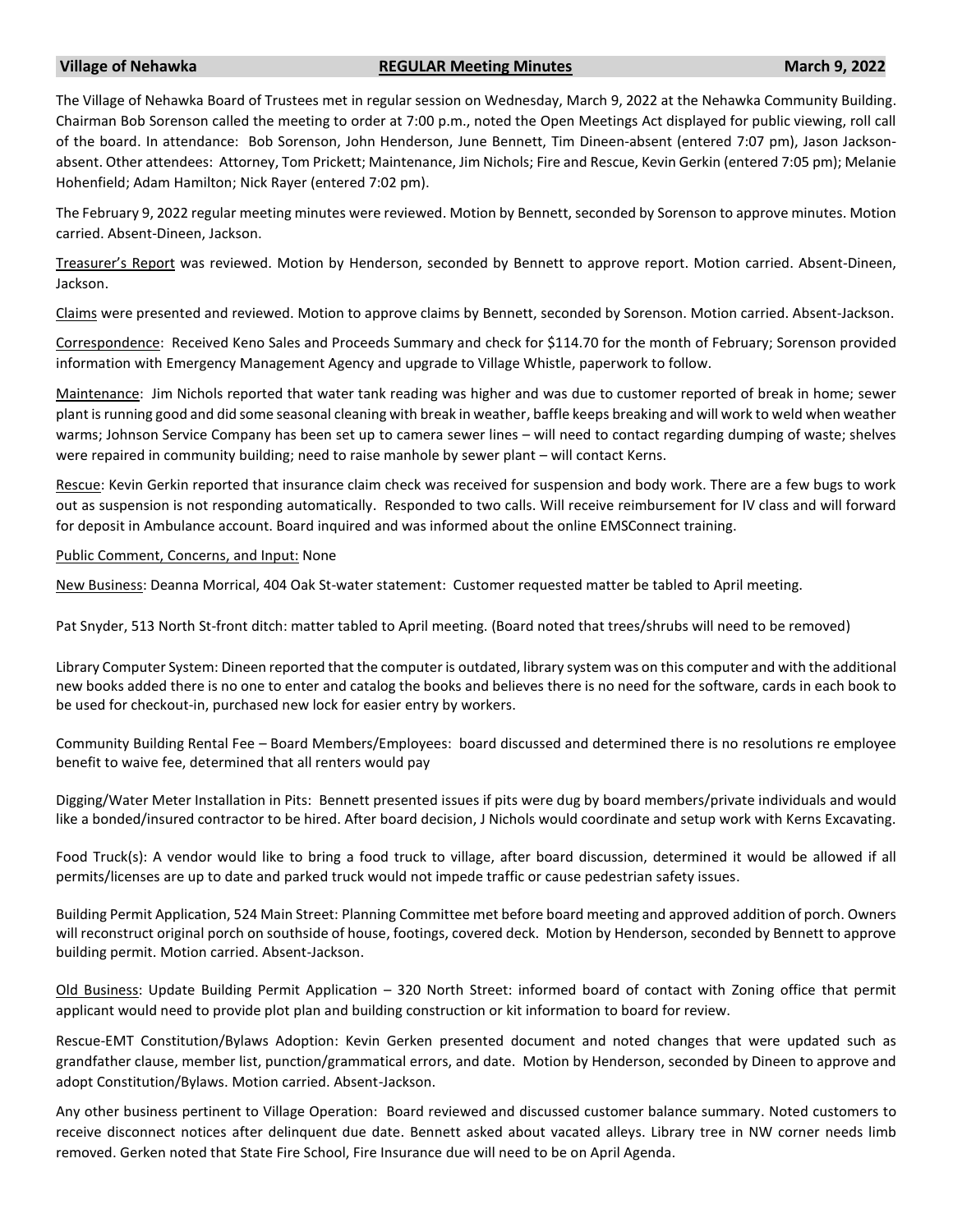**Village of Nehawka** **REGULAR Meeting Minutes** **March 9, 2022**

The Village of Nehawka Board of Trustees met in regular session on Wednesday, March 9, 2022 at the Nehawka Community Building. Chairman Bob Sorenson called the meeting to order at 7:00 p.m., noted the Open Meetings Act displayed for public viewing, roll call of the board. In attendance: Bob Sorenson, John Henderson, June Bennett, Tim Dineen-absent (entered 7:07 pm), Jason Jackson-absent. Other attendees: Attorney, Tom Prickett; Maintenance, Jim Nichols; Fire and Rescue, Kevin Gerkin (entered 7:05 pm); Melanie Hohenfield; Adam Hamilton; Nick Rayer (entered 7:02 pm).

The February 9, 2022 regular meeting minutes were reviewed. Motion by Bennett, seconded by Sorenson to approve minutes. Motion carried. Absent-Dineen, Jackson.

Treasurer's Report was reviewed. Motion by Henderson, seconded by Bennett to approve report. Motion carried. Absent-Dineen, Jackson.

Claims were presented and reviewed. Motion to approve claims by Bennett, seconded by Sorenson. Motion carried. Absent-Jackson.

Correspondence: Received Keno Sales and Proceeds Summary and check for $114.70 for the month of February; Sorenson provided information with Emergency Management Agency and upgrade to Village Whistle, paperwork to follow.

Maintenance: Jim Nichols reported that water tank reading was higher and was due to customer reported of break in home; sewer plant is running good and did some seasonal cleaning with break in weather, baffle keeps breaking and will work to weld when weather warms; Johnson Service Company has been set up to camera sewer lines – will need to contact regarding dumping of waste; shelves were repaired in community building; need to raise manhole by sewer plant – will contact Kerns.

Rescue: Kevin Gerkin reported that insurance claim check was received for suspension and body work. There are a few bugs to work out as suspension is not responding automatically. Responded to two calls. Will receive reimbursement for IV class and will forward for deposit in Ambulance account. Board inquired and was informed about the online EMSConnect training.

Public Comment, Concerns, and Input: None

New Business: Deanna Morrical, 404 Oak St-water statement: Customer requested matter be tabled to April meeting.

Pat Snyder, 513 North St-front ditch: matter tabled to April meeting. (Board noted that trees/shrubs will need to be removed)

Library Computer System: Dineen reported that the computer is outdated, library system was on this computer and with the additional new books added there is no one to enter and catalog the books and believes there is no need for the software, cards in each book to be used for checkout-in, purchased new lock for easier entry by workers.

Community Building Rental Fee – Board Members/Employees: board discussed and determined there is no resolutions re employee benefit to waive fee, determined that all renters would pay

Digging/Water Meter Installation in Pits: Bennett presented issues if pits were dug by board members/private individuals and would like a bonded/insured contractor to be hired. After board decision, J Nichols would coordinate and setup work with Kerns Excavating.

Food Truck(s): A vendor would like to bring a food truck to village, after board discussion, determined it would be allowed if all permits/licenses are up to date and parked truck would not impede traffic or cause pedestrian safety issues.

Building Permit Application, 524 Main Street: Planning Committee met before board meeting and approved addition of porch. Owners will reconstruct original porch on southside of house, footings, covered deck. Motion by Henderson, seconded by Bennett to approve building permit. Motion carried. Absent-Jackson.

Old Business: Update Building Permit Application – 320 North Street: informed board of contact with Zoning office that permit applicant would need to provide plot plan and building construction or kit information to board for review.

Rescue-EMT Constitution/Bylaws Adoption: Kevin Gerken presented document and noted changes that were updated such as grandfather clause, member list, punction/grammatical errors, and date. Motion by Henderson, seconded by Dineen to approve and adopt Constitution/Bylaws. Motion carried. Absent-Jackson.

Any other business pertinent to Village Operation: Board reviewed and discussed customer balance summary. Noted customers to receive disconnect notices after delinquent due date. Bennett asked about vacated alleys. Library tree in NW corner needs limb removed. Gerken noted that State Fire School, Fire Insurance due will need to be on April Agenda.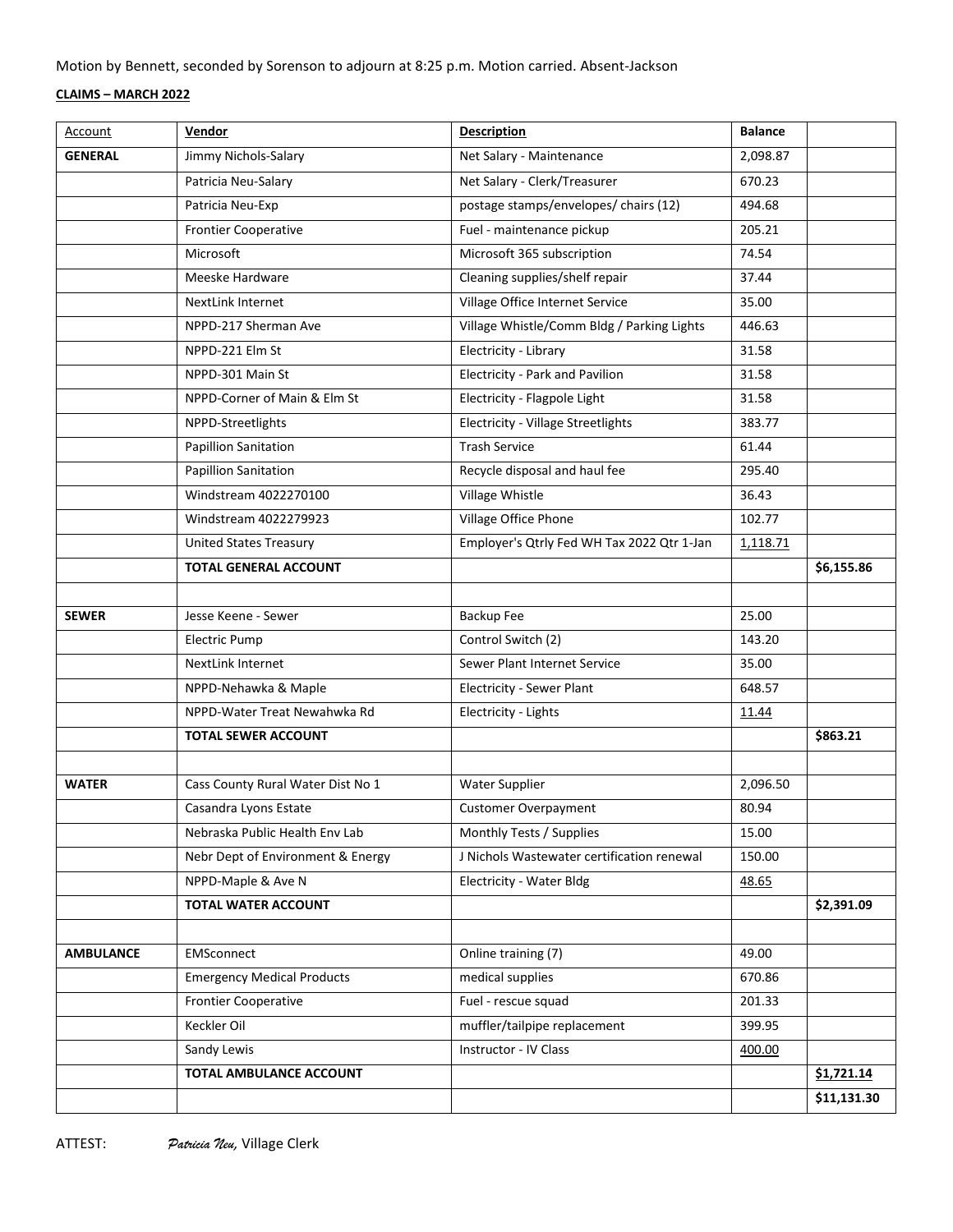Motion by Bennett, seconded by Sorenson to adjourn at 8:25 p.m. Motion carried. Absent-Jackson

**CLAIMS – MARCH 2022**

| Account | **Vendor** | **Description** | **Balance** | |
|---|---|---|---|---|
| **GENERAL** | Jimmy Nichols-Salary | Net Salary - Maintenance | 2,098.87 | |
| | Patricia Neu-Salary | Net Salary - Clerk/Treasurer | 670.23 | |
| | Patricia Neu-Exp | postage stamps/envelopes/ chairs (12) | 494.68 | |
| | Frontier Cooperative | Fuel - maintenance pickup | 205.21 | |
| | Microsoft | Microsoft 365 subscription | 74.54 | |
| | Meeske Hardware | Cleaning supplies/shelf repair | 37.44 | |
| | NextLink Internet | Village Office Internet Service | 35.00 | |
| | NPPD-217 Sherman Ave | Village Whistle/Comm Bldg / Parking Lights | 446.63 | |
| | NPPD-221 Elm St | Electricity - Library | 31.58 | |
| | NPPD-301 Main St | Electricity - Park and Pavilion | 31.58 | |
| | NPPD-Corner of Main & Elm St | Electricity - Flagpole Light | 31.58 | |
| | NPPD-Streetlights | Electricity - Village Streetlights | 383.77 | |
| | Papillion Sanitation | Trash Service | 61.44 | |
| | Papillion Sanitation | Recycle disposal and haul fee | 295.40 | |
| | Windstream 4022270100 | Village Whistle | 36.43 | |
| | Windstream 4022279923 | Village Office Phone | 102.77 | |
| | United States Treasury | Employer's Qtrly Fed WH Tax 2022 Qtr 1-Jan | 1,118.71 | |
| | **TOTAL GENERAL ACCOUNT** | | | **$6,155.86** |
| | | | | |
| **SEWER** | Jesse Keene - Sewer | Backup Fee | 25.00 | |
| | Electric Pump | Control Switch (2) | 143.20 | |
| | NextLink Internet | Sewer Plant Internet Service | 35.00 | |
| | NPPD-Nehawka & Maple | Electricity - Sewer Plant | 648.57 | |
| | NPPD-Water Treat Newahwka Rd | Electricity - Lights | 11.44 | |
| | **TOTAL SEWER ACCOUNT** | | | **$863.21** |
| | | | | |
| **WATER** | Cass County Rural Water Dist No 1 | Water Supplier | 2,096.50 | |
| | Casandra Lyons Estate | Customer Overpayment | 80.94 | |
| | Nebraska Public Health Env Lab | Monthly Tests / Supplies | 15.00 | |
| | Nebr Dept of Environment & Energy | J Nichols Wastewater certification renewal | 150.00 | |
| | NPPD-Maple & Ave N | Electricity - Water Bldg | 48.65 | |
| | **TOTAL WATER ACCOUNT** | | | **$2,391.09** |
| | | | | |
| **AMBULANCE** | EMSconnect | Online training (7) | 49.00 | |
| | Emergency Medical Products | medical supplies | 670.86 | |
| | Frontier Cooperative | Fuel - rescue squad | 201.33 | |
| | Keckler Oil | muffler/tailpipe replacement | 399.95 | |
| | Sandy Lewis | Instructor - IV Class | 400.00 | |
| | **TOTAL AMBULANCE ACCOUNT** | | | **$1,721.14** |
| | | | | **$11,131.30** |

ATTEST: *Patricia Neu,* Village Clerk